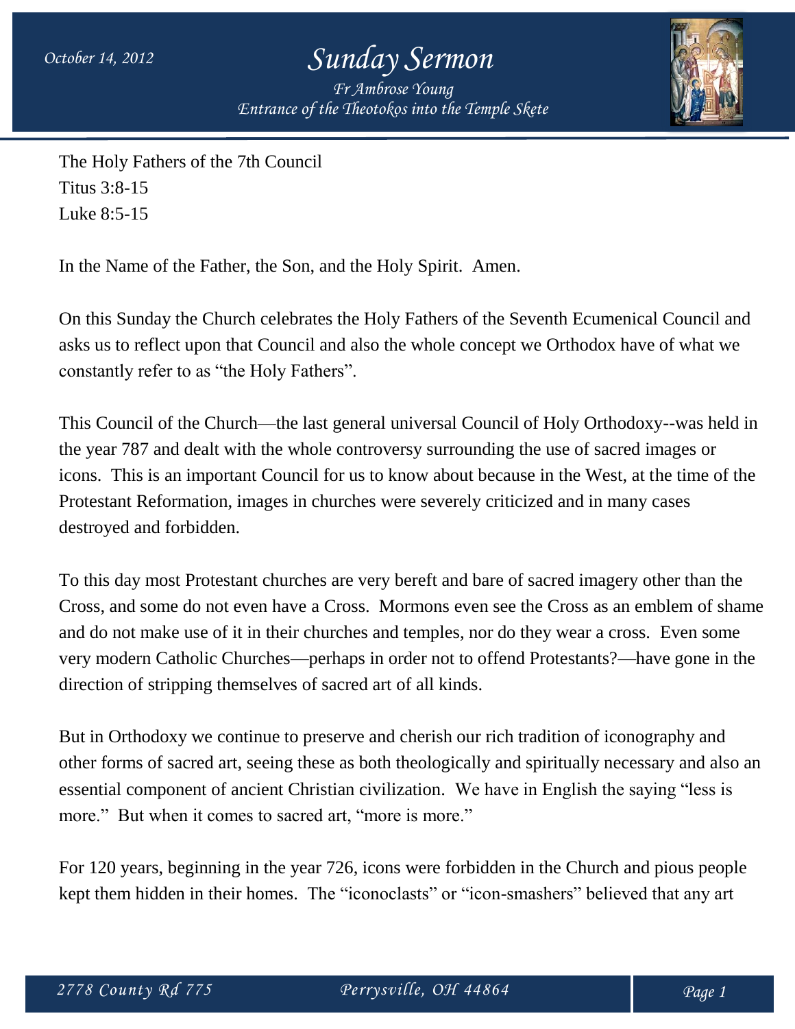October 14, 2012

# Sunday Sermon

*Fr Ambrose Young*
*Entrance of the Theotokos into the Temple Skete*

The Holy Fathers of the 7th Council
Titus 3:8-15
Luke 8:5-15

In the Name of the Father, the Son, and the Holy Spirit. Amen.

On this Sunday the Church celebrates the Holy Fathers of the Seventh Ecumenical Council and asks us to reflect upon that Council and also the whole concept we Orthodox have of what we constantly refer to as "the Holy Fathers".

This Council of the Church—the last general universal Council of Holy Orthodoxy--was held in the year 787 and dealt with the whole controversy surrounding the use of sacred images or icons. This is an important Council for us to know about because in the West, at the time of the Protestant Reformation, images in churches were severely criticized and in many cases destroyed and forbidden.

To this day most Protestant churches are very bereft and bare of sacred imagery other than the Cross, and some do not even have a Cross. Mormons even see the Cross as an emblem of shame and do not make use of it in their churches and temples, nor do they wear a cross. Even some very modern Catholic Churches—perhaps in order not to offend Protestants?—have gone in the direction of stripping themselves of sacred art of all kinds.

But in Orthodoxy we continue to preserve and cherish our rich tradition of iconography and other forms of sacred art, seeing these as both theologically and spiritually necessary and also an essential component of ancient Christian civilization. We have in English the saying "less is more." But when it comes to sacred art, "more is more."

For 120 years, beginning in the year 726, icons were forbidden in the Church and pious people kept them hidden in their homes. The "iconoclasts" or "icon-smashers" believed that any art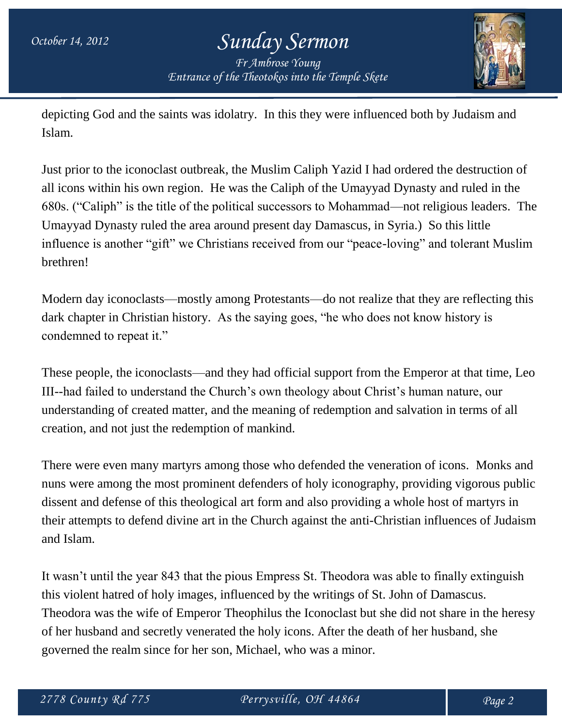depicting God and the saints was idolatry. In this they were influenced both by Judaism and Islam.

Just prior to the iconoclast outbreak, the Muslim Caliph Yazid I had ordered the destruction of all icons within his own region. He was the Caliph of the Umayyad Dynasty and ruled in the 680s. ("Caliph" is the title of the political successors to Mohammad—not religious leaders. The Umayyad Dynasty ruled the area around present day Damascus, in Syria.) So this little influence is another "gift" we Christians received from our "peace-loving" and tolerant Muslim brethren!

Modern day iconoclasts—mostly among Protestants—do not realize that they are reflecting this dark chapter in Christian history. As the saying goes, "he who does not know history is condemned to repeat it."

These people, the iconoclasts—and they had official support from the Emperor at that time, Leo III--had failed to understand the Church's own theology about Christ's human nature, our understanding of created matter, and the meaning of redemption and salvation in terms of all creation, and not just the redemption of mankind.

There were even many martyrs among those who defended the veneration of icons. Monks and nuns were among the most prominent defenders of holy iconography, providing vigorous public dissent and defense of this theological art form and also providing a whole host of martyrs in their attempts to defend divine art in the Church against the anti-Christian influences of Judaism and Islam.

It wasn't until the year 843 that the pious Empress St. Theodora was able to finally extinguish this violent hatred of holy images, influenced by the writings of St. John of Damascus. Theodora was the wife of Emperor Theophilus the Iconoclast but she did not share in the heresy of her husband and secretly venerated the holy icons. After the death of her husband, she governed the realm since for her son, Michael, who was a minor.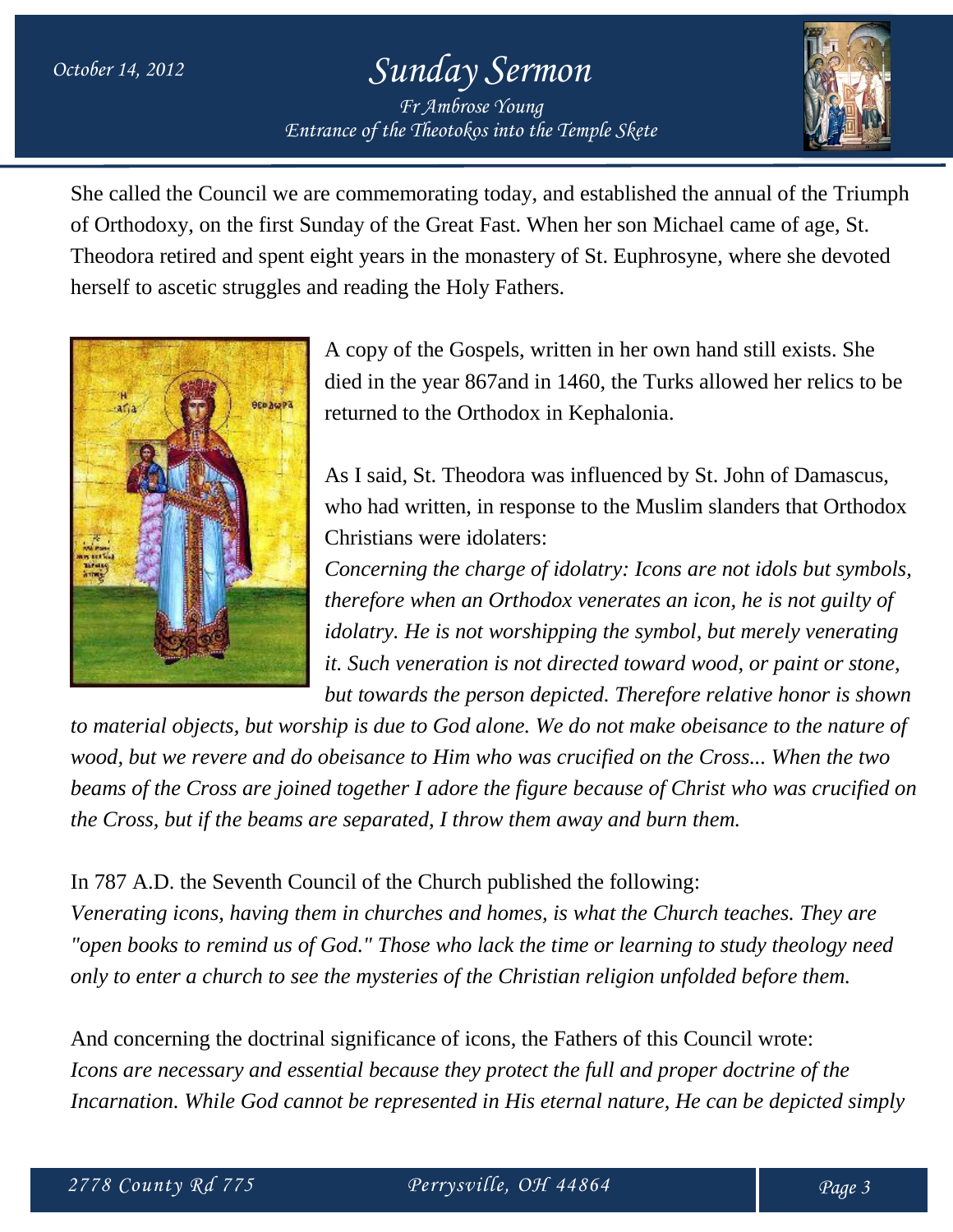She called the Council we are commemorating today, and established the annual of the Triumph of Orthodoxy, on the first Sunday of the Great Fast. When her son Michael came of age, St. Theodora retired and spent eight years in the monastery of St. Euphrosyne, where she devoted herself to ascetic struggles and reading the Holy Fathers.

A copy of the Gospels, written in her own hand still exists. She died in the year 867and in 1460, the Turks allowed her relics to be returned to the Orthodox in Kephalonia.

As I said, St. Theodora was influenced by St. John of Damascus, who had written, in response to the Muslim slanders that Orthodox Christians were idolaters:

*Concerning the charge of idolatry: Icons are not idols but symbols, therefore when an Orthodox venerates an icon, he is not guilty of idolatry. He is not worshipping the symbol, but merely venerating it. Such veneration is not directed toward wood, or paint or stone, but towards the person depicted. Therefore relative honor is shown to material objects, but worship is due to God alone. We do not make obeisance to the nature of wood, but we revere and do obeisance to Him who was crucified on the Cross... When the two beams of the Cross are joined together I adore the figure because of Christ who was crucified on the Cross, but if the beams are separated, I throw them away and burn them.*

In 787 A.D. the Seventh Council of the Church published the following:

*Venerating icons, having them in churches and homes, is what the Church teaches. They are "open books to remind us of God." Those who lack the time or learning to study theology need only to enter a church to see the mysteries of the Christian religion unfolded before them.*

And concerning the doctrinal significance of icons, the Fathers of this Council wrote:

*Icons are necessary and essential because they protect the full and proper doctrine of the Incarnation. While God cannot be represented in His eternal nature, He can be depicted simply*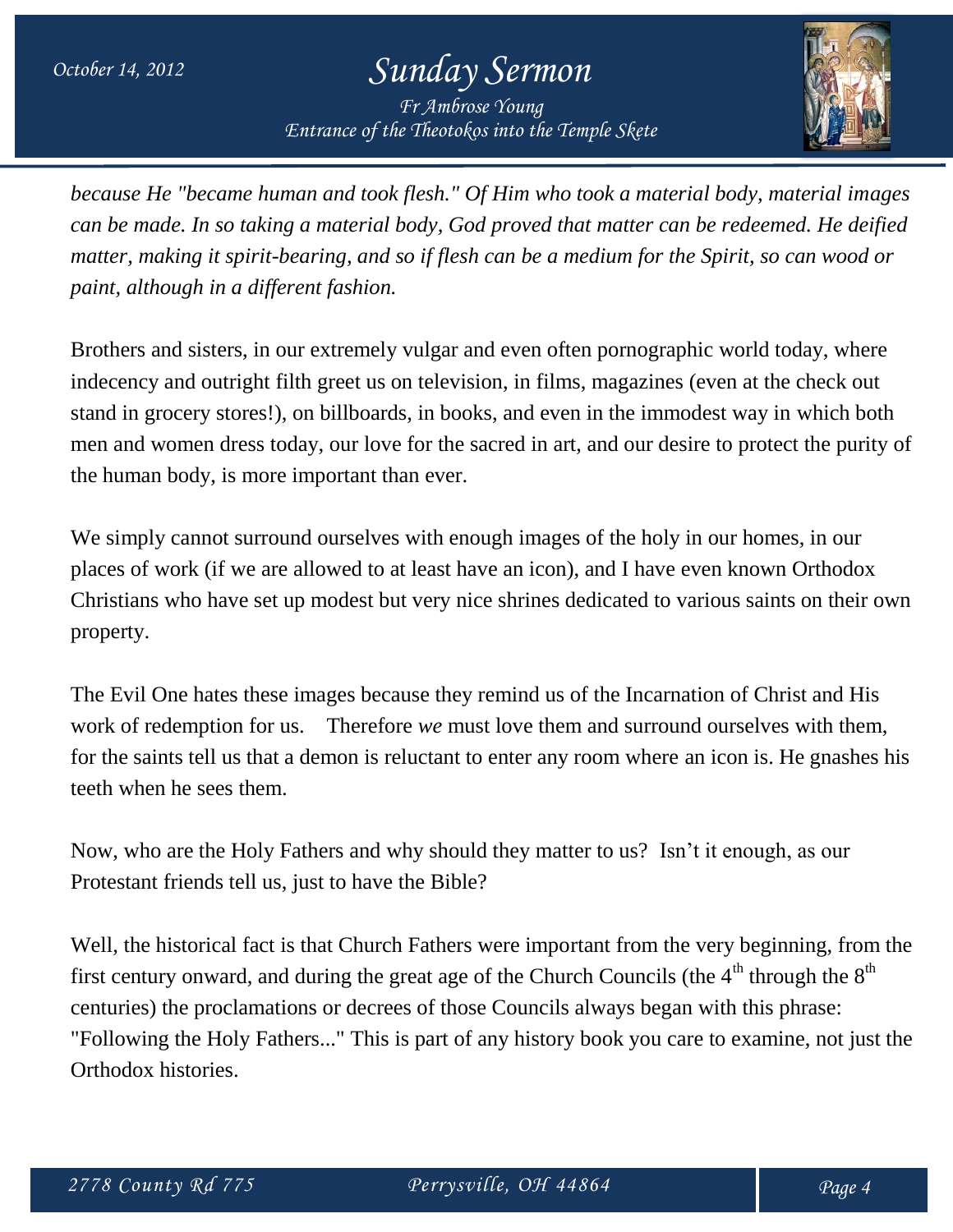*because He "became human and took flesh." Of Him who took a material body, material images can be made. In so taking a material body, God proved that matter can be redeemed. He deified matter, making it spirit-bearing, and so if flesh can be a medium for the Spirit, so can wood or paint, although in a different fashion.*

Brothers and sisters, in our extremely vulgar and even often pornographic world today, where indecency and outright filth greet us on television, in films, magazines (even at the check out stand in grocery stores!), on billboards, in books, and even in the immodest way in which both men and women dress today, our love for the sacred in art, and our desire to protect the purity of the human body, is more important than ever.

We simply cannot surround ourselves with enough images of the holy in our homes, in our places of work (if we are allowed to at least have an icon), and I have even known Orthodox Christians who have set up modest but very nice shrines dedicated to various saints on their own property.

The Evil One hates these images because they remind us of the Incarnation of Christ and His work of redemption for us. Therefore *we* must love them and surround ourselves with them, for the saints tell us that a demon is reluctant to enter any room where an icon is. He gnashes his teeth when he sees them.

Now, who are the Holy Fathers and why should they matter to us? Isn't it enough, as our Protestant friends tell us, just to have the Bible?

Well, the historical fact is that Church Fathers were important from the very beginning, from the first century onward, and during the great age of the Church Councils (the 4th through the 8th centuries) the proclamations or decrees of those Councils always began with this phrase: "Following the Holy Fathers..." This is part of any history book you care to examine, not just the Orthodox histories.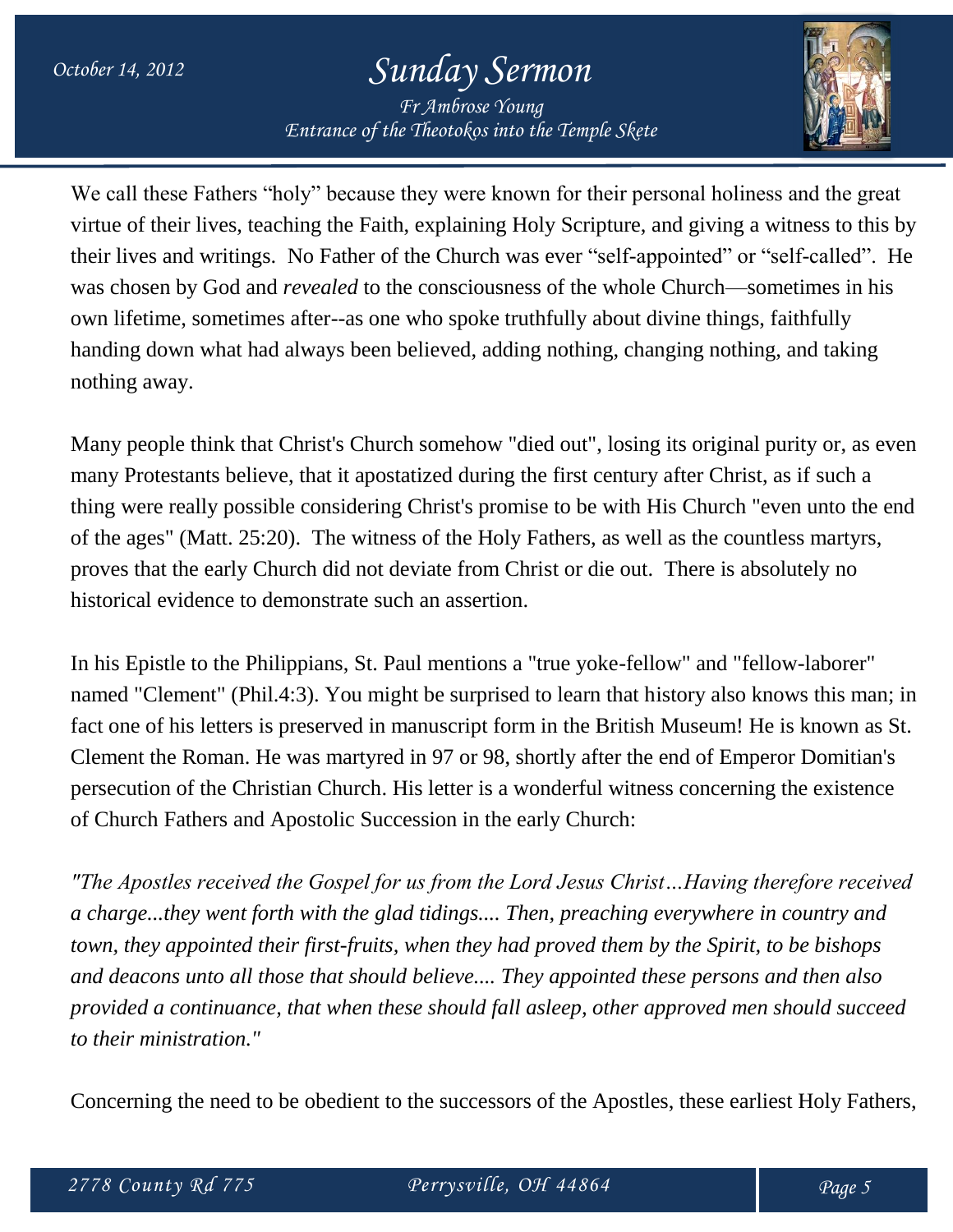We call these Fathers "holy" because they were known for their personal holiness and the great virtue of their lives, teaching the Faith, explaining Holy Scripture, and giving a witness to this by their lives and writings. No Father of the Church was ever "self-appointed" or "self-called". He was chosen by God and *revealed* to the consciousness of the whole Church—sometimes in his own lifetime, sometimes after--as one who spoke truthfully about divine things, faithfully handing down what had always been believed, adding nothing, changing nothing, and taking nothing away.

Many people think that Christ's Church somehow "died out", losing its original purity or, as even many Protestants believe, that it apostatized during the first century after Christ, as if such a thing were really possible considering Christ's promise to be with His Church "even unto the end of the ages" (Matt. 25:20). The witness of the Holy Fathers, as well as the countless martyrs, proves that the early Church did not deviate from Christ or die out. There is absolutely no historical evidence to demonstrate such an assertion.

In his Epistle to the Philippians, St. Paul mentions a "true yoke-fellow" and "fellow-laborer" named "Clement" (Phil.4:3). You might be surprised to learn that history also knows this man; in fact one of his letters is preserved in manuscript form in the British Museum! He is known as St. Clement the Roman. He was martyred in 97 or 98, shortly after the end of Emperor Domitian's persecution of the Christian Church. His letter is a wonderful witness concerning the existence of Church Fathers and Apostolic Succession in the early Church:

*"The Apostles received the Gospel for us from the Lord Jesus Christ…Having therefore received a charge...they went forth with the glad tidings.... Then, preaching everywhere in country and town, they appointed their first-fruits, when they had proved them by the Spirit, to be bishops and deacons unto all those that should believe.... They appointed these persons and then also provided a continuance, that when these should fall asleep, other approved men should succeed to their ministration."*

Concerning the need to be obedient to the successors of the Apostles, these earliest Holy Fathers,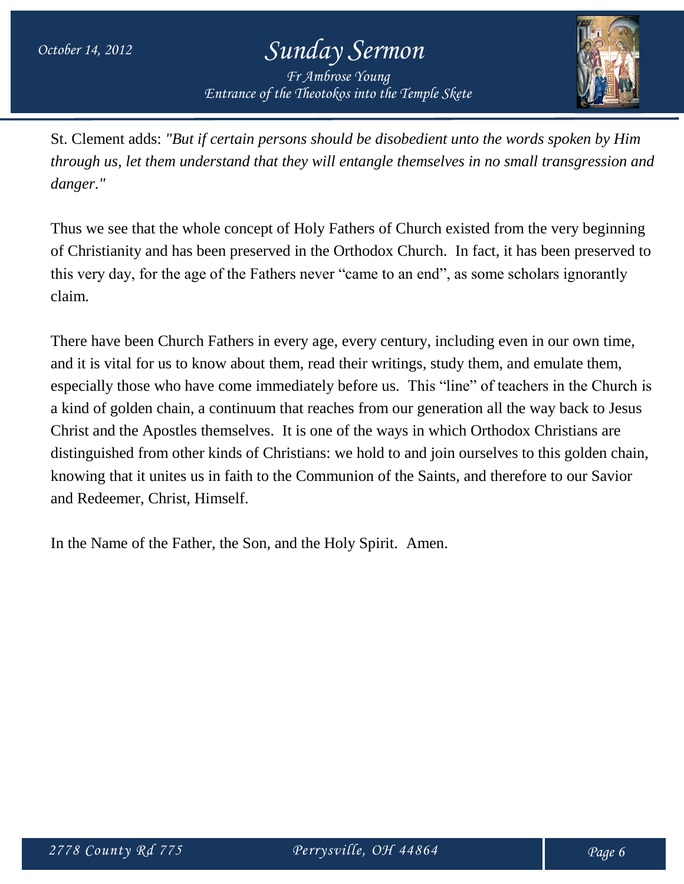St. Clement adds: *"But if certain persons should be disobedient unto the words spoken by Him through us, let them understand that they will entangle themselves in no small transgression and danger."*

Thus we see that the whole concept of Holy Fathers of Church existed from the very beginning of Christianity and has been preserved in the Orthodox Church. In fact, it has been preserved to this very day, for the age of the Fathers never "came to an end", as some scholars ignorantly claim.

There have been Church Fathers in every age, every century, including even in our own time, and it is vital for us to know about them, read their writings, study them, and emulate them, especially those who have come immediately before us. This "line" of teachers in the Church is a kind of golden chain, a continuum that reaches from our generation all the way back to Jesus Christ and the Apostles themselves. It is one of the ways in which Orthodox Christians are distinguished from other kinds of Christians: we hold to and join ourselves to this golden chain, knowing that it unites us in faith to the Communion of the Saints, and therefore to our Savior and Redeemer, Christ, Himself.

In the Name of the Father, the Son, and the Holy Spirit. Amen.